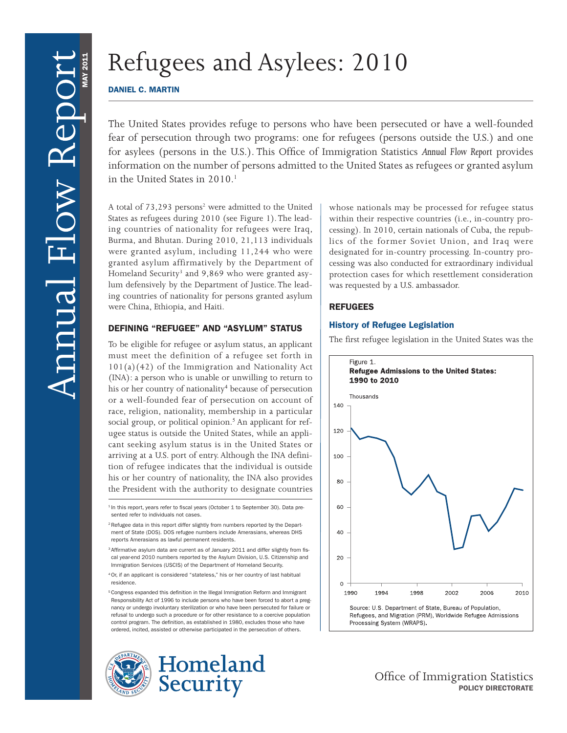# Refugees and Asylees: 2010

**DANIEL C. MARTIN**

The United States provides refuge to persons who have been persecuted or have a well-founded fear of persecution through two programs: one for refugees (persons outside the U.S.) and one for asylees (persons in the U.S.). This Office of Immigration Statistics *Annual Flow Report* provides information on the number of persons admitted to the United States as refugees or granted asylum in the United States in 2010.[1]

A total of 73,293 persons[2] were admitted to the United States as refugees during 2010 (see Figure 1). The leading countries of nationality for refugees were Iraq, Burma, and Bhutan. During 2010, 21,113 individuals were granted asylum, including 11,244 who were granted asylum affirmatively by the Department of Homeland Security[3] and 9,869 who were granted asylum defensively by the Department of Justice. The leading countries of nationality for persons granted asylum were China, Ethiopia, and Haiti.

## DEFINING "REFUGEE" AND "ASYLUM" STATUS

To be eligible for refugee or asylum status, an applicant must meet the definition of a refugee set forth in 101(a)(42) of the Immigration and Nationality Act (INA): a person who is unable or unwilling to return to his or her country of nationality[4] because of persecution or a well-founded fear of persecution on account of race, religion, nationality, membership in a particular social group, or political opinion.[5] An applicant for refugee status is outside the United States, while an applicant seeking asylum status is in the United States or arriving at a U.S. port of entry. Although the INA definition of refugee indicates that the individual is outside his or her country of nationality, the INA also provides the President with the authority to designate countries whose nationals may be processed for refugee status within their respective countries (i.e., in-country processing). In 2010, certain nationals of Cuba, the republics of the former Soviet Union, and Iraq were designated for in-country processing. In-country processing was also conducted for extraordinary individual protection cases for which resettlement consideration was requested by a U.S. ambassador.

## REFUGEES

### History of Refugee Legislation

The first refugee legislation in the United States was the

Figure 1.
**Refugee Admissions to the United States: 1990 to 2010**

Source: U.S. Department of State, Bureau of Population, Refugees, and Migration (PRM), Worldwide Refugee Admissions Processing System (WRAPS).

[1] In this report, years refer to fiscal years (October 1 to September 30). Data presented refer to individuals not cases.

[2] Refugee data in this report differ slightly from numbers reported by the Department of State (DOS). DOS refugee numbers include Amerasians, whereas DHS reports Amerasians as lawful permanent residents.

[3] Affirmative asylum data are current as of January 2011 and differ slightly from fiscal year-end 2010 numbers reported by the Asylum Division, U.S. Citizenship and Immigration Services (USCIS) of the Department of Homeland Security.

[4] Or, if an applicant is considered "stateless," his or her country of last habitual residence.

[5] Congress expanded this definition in the Illegal Immigration Reform and Immigrant Responsibility Act of 1996 to include persons who have been forced to abort a pregnancy or undergo involuntary sterilization or who have been persecuted for failure or refusal to undergo such a procedure or for other resistance to a coercive population control program. The definition, as established in 1980, excludes those who have ordered, incited, assisted or otherwise participated in the persecution of others.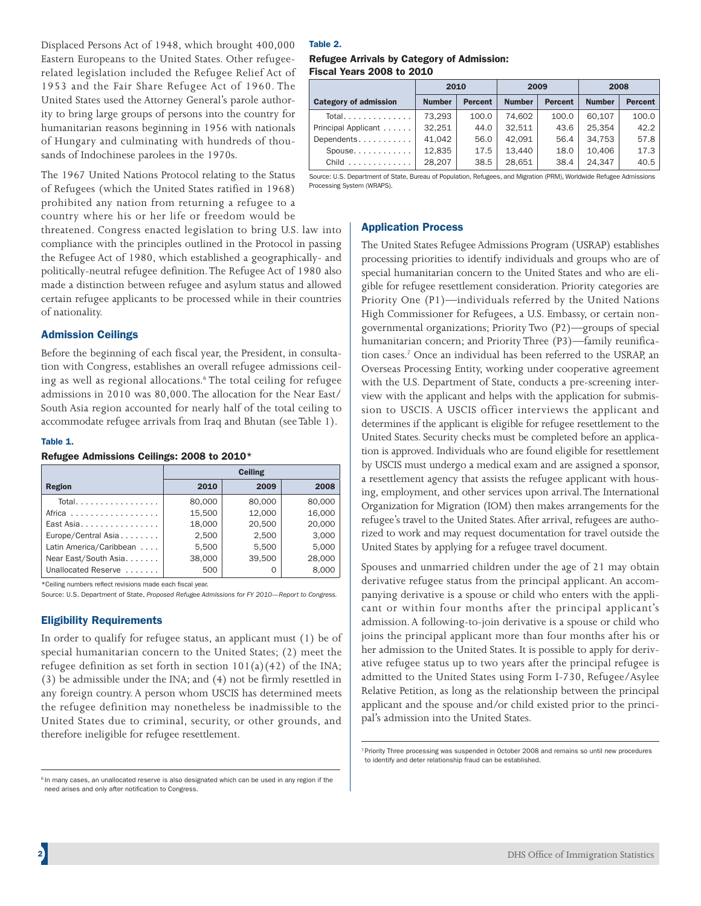Displaced Persons Act of 1948, which brought 400,000 Eastern Europeans to the United States. Other refugee-related legislation included the Refugee Relief Act of 1953 and the Fair Share Refugee Act of 1960. The United States used the Attorney General's parole authority to bring large groups of persons into the country for humanitarian reasons beginning in 1956 with nationals of Hungary and culminating with hundreds of thousands of Indochinese parolees in the 1970s.

The 1967 United Nations Protocol relating to the Status of Refugees (which the United States ratified in 1968) prohibited any nation from returning a refugee to a country where his or her life or freedom would be threatened. Congress enacted legislation to bring U.S. law into compliance with the principles outlined in the Protocol in passing the Refugee Act of 1980, which established a geographically- and politically-neutral refugee definition. The Refugee Act of 1980 also made a distinction between refugee and asylum status and allowed certain refugee applicants to be processed while in their countries of nationality.

## Admission Ceilings

Before the beginning of each fiscal year, the President, in consultation with Congress, establishes an overall refugee admissions ceiling as well as regional allocations.[6] The total ceiling for refugee admissions in 2010 was 80,000. The allocation for the Near East/South Asia region accounted for nearly half of the total ceiling to accommodate refugee arrivals from Iraq and Bhutan (see Table 1).

**Table 1.**

**Refugee Admissions Ceilings: 2008 to 2010***

| Region | Ceiling | | |
|---|---|---|---|
| | 2010 | 2009 | 2008 |
| Total | 80,000 | 80,000 | 80,000 |
| Africa | 15,500 | 12,000 | 16,000 |
| East Asia | 18,000 | 20,500 | 20,000 |
| Europe/Central Asia | 2,500 | 2,500 | 3,000 |
| Latin America/Caribbean | 5,500 | 5,500 | 5,000 |
| Near East/South Asia | 38,000 | 39,500 | 28,000 |
| Unallocated Reserve | 500 | 0 | 8,000 |

*Ceiling numbers reflect revisions made each fiscal year.

Source: U.S. Department of State, *Proposed Refugee Admissions for FY 2010—Report to Congress.*

## Eligibility Requirements

In order to qualify for refugee status, an applicant must (1) be of special humanitarian concern to the United States; (2) meet the refugee definition as set forth in section 101(a)(42) of the INA; (3) be admissible under the INA; and (4) not be firmly resettled in any foreign country. A person whom USCIS has determined meets the refugee definition may nonetheless be inadmissible to the United States due to criminal, security, or other grounds, and therefore ineligible for refugee resettlement.

[6] In many cases, an unallocated reserve is also designated which can be used in any region if the need arises and only after notification to Congress.

**Table 2.**

**Refugee Arrivals by Category of Admission: Fiscal Years 2008 to 2010**

| Category of admission | 2010 | | 2009 | | 2008 | |
|---|---|---|---|---|---|---|
| | Number | Percent | Number | Percent | Number | Percent |
| Total | 73,293 | 100.0 | 74,602 | 100.0 | 60,107 | 100.0 |
| Principal Applicant | 32,251 | 44.0 | 32,511 | 43.6 | 25,354 | 42.2 |
| Dependents | 41,042 | 56.0 | 42,091 | 56.4 | 34,753 | 57.8 |
| Spouse | 12,835 | 17.5 | 13,440 | 18.0 | 10,406 | 17.3 |
| Child | 28,207 | 38.5 | 28,651 | 38.4 | 24,347 | 40.5 |

Source: U.S. Department of State, Bureau of Population, Refugees, and Migration (PRM), Worldwide Refugee Admissions Processing System (WRAPS).

## Application Process

The United States Refugee Admissions Program (USRAP) establishes processing priorities to identify individuals and groups who are of special humanitarian concern to the United States and who are eligible for refugee resettlement consideration. Priority categories are Priority One (P1)—individuals referred by the United Nations High Commissioner for Refugees, a U.S. Embassy, or certain non-governmental organizations; Priority Two (P2)—groups of special humanitarian concern; and Priority Three (P3)—family reunification cases.[7] Once an individual has been referred to the USRAP, an Overseas Processing Entity, working under cooperative agreement with the U.S. Department of State, conducts a pre-screening interview with the applicant and helps with the application for submission to USCIS. A USCIS officer interviews the applicant and determines if the applicant is eligible for refugee resettlement to the United States. Security checks must be completed before an application is approved. Individuals who are found eligible for resettlement by USCIS must undergo a medical exam and are assigned a sponsor, a resettlement agency that assists the refugee applicant with housing, employment, and other services upon arrival. The International Organization for Migration (IOM) then makes arrangements for the refugee's travel to the United States. After arrival, refugees are authorized to work and may request documentation for travel outside the United States by applying for a refugee travel document.

Spouses and unmarried children under the age of 21 may obtain derivative refugee status from the principal applicant. An accompanying derivative is a spouse or child who enters with the applicant or within four months after the principal applicant's admission. A following-to-join derivative is a spouse or child who joins the principal applicant more than four months after his or her admission to the United States. It is possible to apply for derivative refugee status up to two years after the principal refugee is admitted to the United States using Form I-730, Refugee/Asylee Relative Petition, as long as the relationship between the principal applicant and the spouse and/or child existed prior to the principal's admission into the United States.

[7] Priority Three processing was suspended in October 2008 and remains so until new procedures to identify and deter relationship fraud can be established.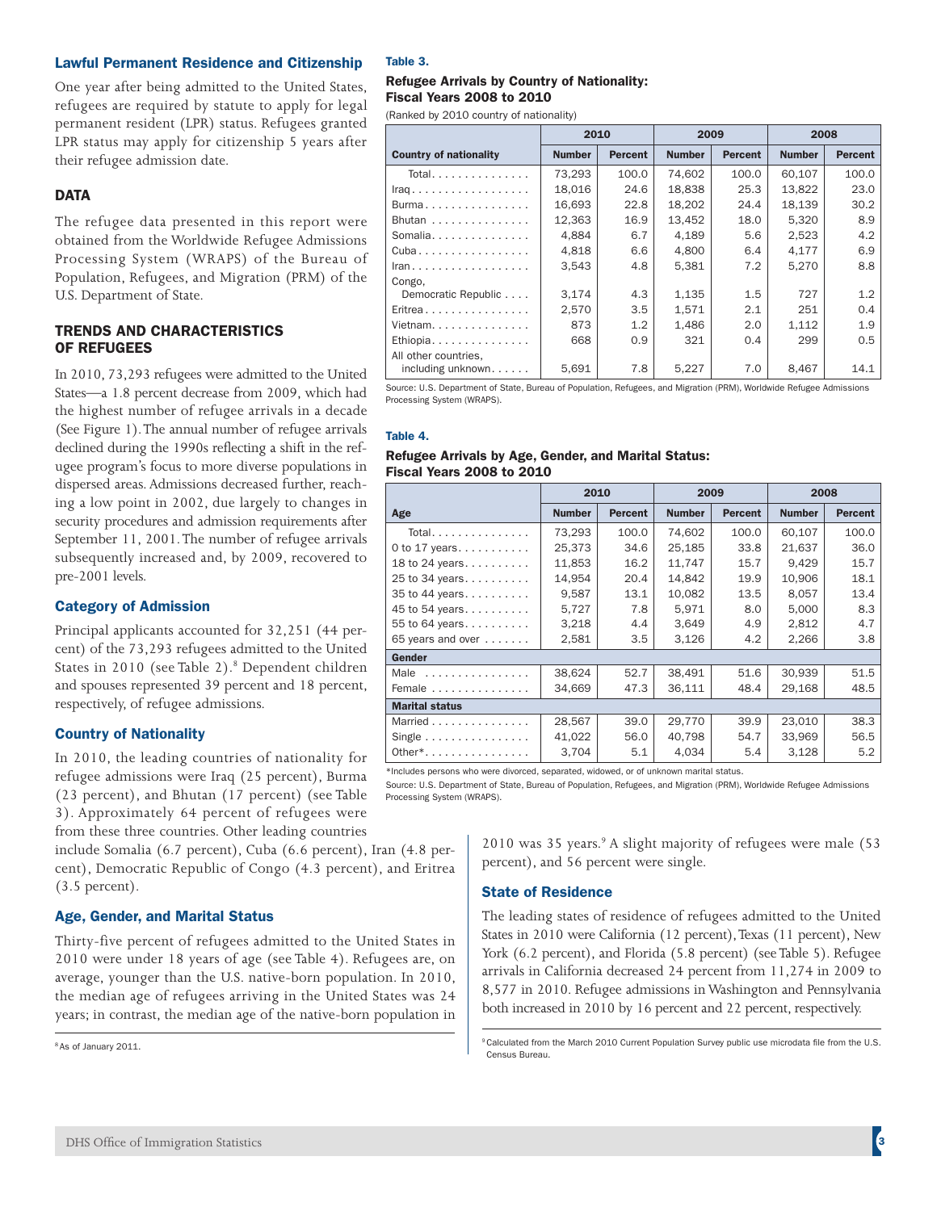### Lawful Permanent Residence and Citizenship

One year after being admitted to the United States, refugees are required by statute to apply for legal permanent resident (LPR) status. Refugees granted LPR status may apply for citizenship 5 years after their refugee admission date.

## DATA

The refugee data presented in this report were obtained from the Worldwide Refugee Admissions Processing System (WRAPS) of the Bureau of Population, Refugees, and Migration (PRM) of the U.S. Department of State.

## TRENDS AND CHARACTERISTICS OF REFUGEES

In 2010, 73,293 refugees were admitted to the United States—a 1.8 percent decrease from 2009, which had the highest number of refugee arrivals in a decade (See Figure 1). The annual number of refugee arrivals declined during the 1990s reflecting a shift in the refugee program's focus to more diverse populations in dispersed areas. Admissions decreased further, reaching a low point in 2002, due largely to changes in security procedures and admission requirements after September 11, 2001. The number of refugee arrivals subsequently increased and, by 2009, recovered to pre-2001 levels.

### Category of Admission

Principal applicants accounted for 32,251 (44 percent) of the 73,293 refugees admitted to the United States in 2010 (see Table 2).[8] Dependent children and spouses represented 39 percent and 18 percent, respectively, of refugee admissions.

### Country of Nationality

In 2010, the leading countries of nationality for refugee admissions were Iraq (25 percent), Burma (23 percent), and Bhutan (17 percent) (see Table 3). Approximately 64 percent of refugees were from these three countries. Other leading countries include Somalia (6.7 percent), Cuba (6.6 percent), Iran (4.8 percent), Democratic Republic of Congo (4.3 percent), and Eritrea (3.5 percent).

### Age, Gender, and Marital Status

Thirty-five percent of refugees admitted to the United States in 2010 were under 18 years of age (see Table 4). Refugees are, on average, younger than the U.S. native-born population. In 2010, the median age of refugees arriving in the United States was 24 years; in contrast, the median age of the native-born population in 2010 was 35 years.[9] A slight majority of refugees were male (53 percent), and 56 percent were single.

### State of Residence

The leading states of residence of refugees admitted to the United States in 2010 were California (12 percent), Texas (11 percent), New York (6.2 percent), and Florida (5.8 percent) (see Table 5). Refugee arrivals in California decreased 24 percent from 11,274 in 2009 to 8,577 in 2010. Refugee admissions in Washington and Pennsylvania both increased in 2010 by 16 percent and 22 percent, respectively.

[8] As of January 2011.

[9] Calculated from the March 2010 Current Population Survey public use microdata file from the U.S. Census Bureau.

**Table 3.**

**Refugee Arrivals by Country of Nationality: Fiscal Years 2008 to 2010**

(Ranked by 2010 country of nationality)

| Country of nationality | 2010 | | 2009 | | 2008 | |
|---|---|---|---|---|---|---|
| | Number | Percent | Number | Percent | Number | Percent |
| Total | 73,293 | 100.0 | 74,602 | 100.0 | 60,107 | 100.0 |
| Iraq | 18,016 | 24.6 | 18,838 | 25.3 | 13,822 | 23.0 |
| Burma | 16,693 | 22.8 | 18,202 | 24.4 | 18,139 | 30.2 |
| Bhutan | 12,363 | 16.9 | 13,452 | 18.0 | 5,320 | 8.9 |
| Somalia | 4,884 | 6.7 | 4,189 | 5.6 | 2,523 | 4.2 |
| Cuba | 4,818 | 6.6 | 4,800 | 6.4 | 4,177 | 6.9 |
| Iran | 3,543 | 4.8 | 5,381 | 7.2 | 5,270 | 8.8 |
| Congo, Democratic Republic | 3,174 | 4.3 | 1,135 | 1.5 | 727 | 1.2 |
| Eritrea | 2,570 | 3.5 | 1,571 | 2.1 | 251 | 0.4 |
| Vietnam | 873 | 1.2 | 1,486 | 2.0 | 1,112 | 1.9 |
| Ethiopia | 668 | 0.9 | 321 | 0.4 | 299 | 0.5 |
| All other countries, including unknown | 5,691 | 7.8 | 5,227 | 7.0 | 8,467 | 14.1 |

Source: U.S. Department of State, Bureau of Population, Refugees, and Migration (PRM), Worldwide Refugee Admissions Processing System (WRAPS).

**Table 4.**

**Refugee Arrivals by Age, Gender, and Marital Status: Fiscal Years 2008 to 2010**

| Age | 2010 | | 2009 | | 2008 | |
|---|---|---|---|---|---|---|
| | Number | Percent | Number | Percent | Number | Percent |
| Total | 73,293 | 100.0 | 74,602 | 100.0 | 60,107 | 100.0 |
| 0 to 17 years | 25,373 | 34.6 | 25,185 | 33.8 | 21,637 | 36.0 |
| 18 to 24 years | 11,853 | 16.2 | 11,747 | 15.7 | 9,429 | 15.7 |
| 25 to 34 years | 14,954 | 20.4 | 14,842 | 19.9 | 10,906 | 18.1 |
| 35 to 44 years | 9,587 | 13.1 | 10,082 | 13.5 | 8,057 | 13.4 |
| 45 to 54 years | 5,727 | 7.8 | 5,971 | 8.0 | 5,000 | 8.3 |
| 55 to 64 years | 3,218 | 4.4 | 3,649 | 4.9 | 2,812 | 4.7 |
| 65 years and over | 2,581 | 3.5 | 3,126 | 4.2 | 2,266 | 3.8 |
| **Gender** | | | | | | |
| Male | 38,624 | 52.7 | 38,491 | 51.6 | 30,939 | 51.5 |
| Female | 34,669 | 47.3 | 36,111 | 48.4 | 29,168 | 48.5 |
| **Marital status** | | | | | | |
| Married | 28,567 | 39.0 | 29,770 | 39.9 | 23,010 | 38.3 |
| Single | 41,022 | 56.0 | 40,798 | 54.7 | 33,969 | 56.5 |
| Other* | 3,704 | 5.1 | 4,034 | 5.4 | 3,128 | 5.2 |

*Includes persons who were divorced, separated, widowed, or of unknown marital status.

Source: U.S. Department of State, Bureau of Population, Refugees, and Migration (PRM), Worldwide Refugee Admissions Processing System (WRAPS).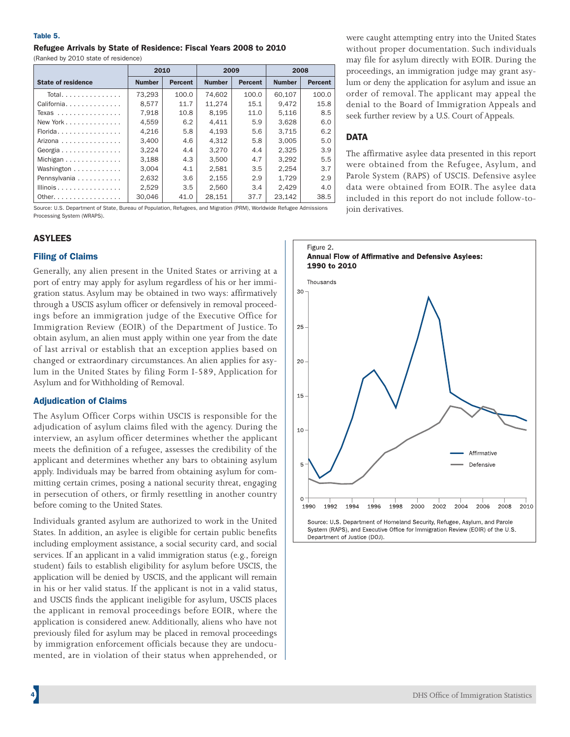**Table 5.**

**Refugee Arrivals by State of Residence: Fiscal Years 2008 to 2010**

(Ranked by 2010 state of residence)

| State of residence | 2010 | | 2009 | | 2008 | |
|---|---|---|---|---|---|---|
| | Number | Percent | Number | Percent | Number | Percent |
| Total | 73,293 | 100.0 | 74,602 | 100.0 | 60,107 | 100.0 |
| California | 8,577 | 11.7 | 11,274 | 15.1 | 9,472 | 15.8 |
| Texas | 7,918 | 10.8 | 8,195 | 11.0 | 5,116 | 8.5 |
| New York | 4,559 | 6.2 | 4,411 | 5.9 | 3,628 | 6.0 |
| Florida | 4,216 | 5.8 | 4,193 | 5.6 | 3,715 | 6.2 |
| Arizona | 3,400 | 4.6 | 4,312 | 5.8 | 3,005 | 5.0 |
| Georgia | 3,224 | 4.4 | 3,270 | 4.4 | 2,325 | 3.9 |
| Michigan | 3,188 | 4.3 | 3,500 | 4.7 | 3,292 | 5.5 |
| Washington | 3,004 | 4.1 | 2,581 | 3.5 | 2,254 | 3.7 |
| Pennsylvania | 2,632 | 3.6 | 2,155 | 2.9 | 1,729 | 2.9 |
| Illinois | 2,529 | 3.5 | 2,560 | 3.4 | 2,429 | 4.0 |
| Other | 30,046 | 41.0 | 28,151 | 37.7 | 23,142 | 38.5 |

Source: U.S. Department of State, Bureau of Population, Refugees, and Migration (PRM), Worldwide Refugee Admissions Processing System (WRAPS).

## ASYLEES

### Filing of Claims

Generally, any alien present in the United States or arriving at a port of entry may apply for asylum regardless of his or her immigration status. Asylum may be obtained in two ways: affirmatively through a USCIS asylum officer or defensively in removal proceedings before an immigration judge of the Executive Office for Immigration Review (EOIR) of the Department of Justice. To obtain asylum, an alien must apply within one year from the date of last arrival or establish that an exception applies based on changed or extraordinary circumstances. An alien applies for asylum in the United States by filing Form I-589, Application for Asylum and for Withholding of Removal.

### Adjudication of Claims

The Asylum Officer Corps within USCIS is responsible for the adjudication of asylum claims filed with the agency. During the interview, an asylum officer determines whether the applicant meets the definition of a refugee, assesses the credibility of the applicant and determines whether any bars to obtaining asylum apply. Individuals may be barred from obtaining asylum for committing certain crimes, posing a national security threat, engaging in persecution of others, or firmly resettling in another country before coming to the United States.

Individuals granted asylum are authorized to work in the United States. In addition, an asylee is eligible for certain public benefits including employment assistance, a social security card, and social services. If an applicant in a valid immigration status (e.g., foreign student) fails to establish eligibility for asylum before USCIS, the application will be denied by USCIS, and the applicant will remain in his or her valid status. If the applicant is not in a valid status, and USCIS finds the applicant ineligible for asylum, USCIS places the applicant in removal proceedings before EOIR, where the application is considered anew. Additionally, aliens who have not previously filed for asylum may be placed in removal proceedings by immigration enforcement officials because they are undocumented, are in violation of their status when apprehended, or were caught attempting entry into the United States without proper documentation. Such individuals may file for asylum directly with EOIR. During the proceedings, an immigration judge may grant asylum or deny the application for asylum and issue an order of removal. The applicant may appeal the denial to the Board of Immigration Appeals and seek further review by a U.S. Court of Appeals.

## DATA

The affirmative asylee data presented in this report were obtained from the Refugee, Asylum, and Parole System (RAPS) of USCIS. Defensive asylee data were obtained from EOIR. The asylee data included in this report do not include follow-to-join derivatives.

Figure 2.
**Annual Flow of Affirmative and Defensive Asylees: 1990 to 2010**

Source: U.S. Department of Homeland Security, Refugee, Asylum, and Parole System (RAPS), and Executive Office for Immigration Review (EOIR) of the U.S. Department of Justice (DOJ).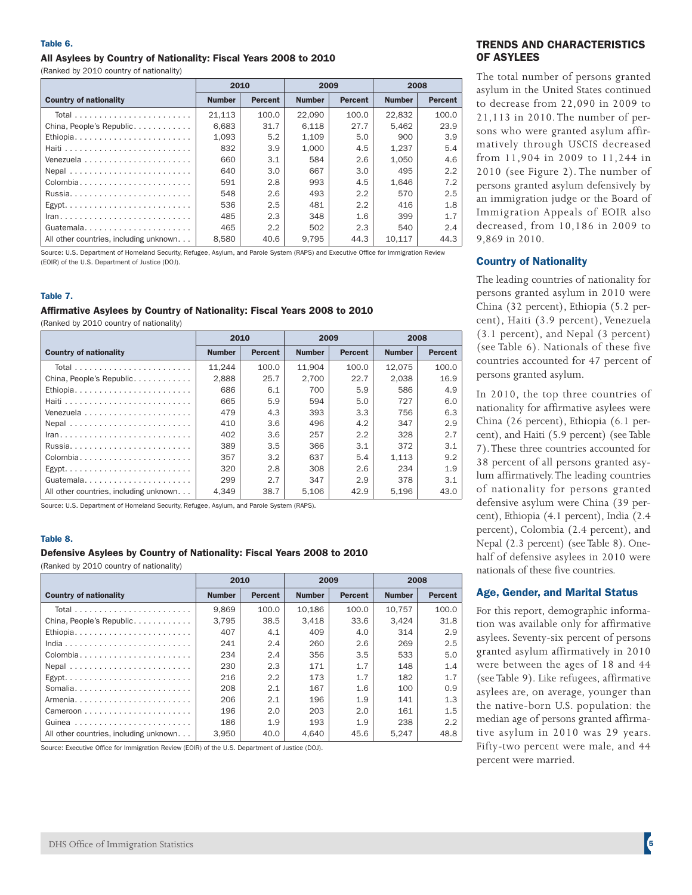**Table 6.**

**All Asylees by Country of Nationality: Fiscal Years 2008 to 2010**

(Ranked by 2010 country of nationality)

| Country of nationality | 2010 | | 2009 | | 2008 | |
|---|---|---|---|---|---|---|
| | Number | Percent | Number | Percent | Number | Percent |
| Total | 21,113 | 100.0 | 22,090 | 100.0 | 22,832 | 100.0 |
| China, People's Republic | 6,683 | 31.7 | 6,118 | 27.7 | 5,462 | 23.9 |
| Ethiopia | 1,093 | 5.2 | 1,109 | 5.0 | 900 | 3.9 |
| Haiti | 832 | 3.9 | 1,000 | 4.5 | 1,237 | 5.4 |
| Venezuela | 660 | 3.1 | 584 | 2.6 | 1,050 | 4.6 |
| Nepal | 640 | 3.0 | 667 | 3.0 | 495 | 2.2 |
| Colombia | 591 | 2.8 | 993 | 4.5 | 1,646 | 7.2 |
| Russia | 548 | 2.6 | 493 | 2.2 | 570 | 2.5 |
| Egypt | 536 | 2.5 | 481 | 2.2 | 416 | 1.8 |
| Iran | 485 | 2.3 | 348 | 1.6 | 399 | 1.7 |
| Guatemala | 465 | 2.2 | 502 | 2.3 | 540 | 2.4 |
| All other countries, including unknown | 8,580 | 40.6 | 9,795 | 44.3 | 10,117 | 44.3 |

Source: U.S. Department of Homeland Security, Refugee, Asylum, and Parole System (RAPS) and Executive Office for Immigration Review (EOIR) of the U.S. Department of Justice (DOJ).

**Table 7.**

**Affirmative Asylees by Country of Nationality: Fiscal Years 2008 to 2010**

(Ranked by 2010 country of nationality)

| Country of nationality | 2010 | | 2009 | | 2008 | |
|---|---|---|---|---|---|---|
| | Number | Percent | Number | Percent | Number | Percent |
| Total | 11,244 | 100.0 | 11,904 | 100.0 | 12,075 | 100.0 |
| China, People's Republic | 2,888 | 25.7 | 2,700 | 22.7 | 2,038 | 16.9 |
| Ethiopia | 686 | 6.1 | 700 | 5.9 | 586 | 4.9 |
| Haiti | 665 | 5.9 | 594 | 5.0 | 727 | 6.0 |
| Venezuela | 479 | 4.3 | 393 | 3.3 | 756 | 6.3 |
| Nepal | 410 | 3.6 | 496 | 4.2 | 347 | 2.9 |
| Iran | 402 | 3.6 | 257 | 2.2 | 328 | 2.7 |
| Russia | 389 | 3.5 | 366 | 3.1 | 372 | 3.1 |
| Colombia | 357 | 3.2 | 637 | 5.4 | 1,113 | 9.2 |
| Egypt | 320 | 2.8 | 308 | 2.6 | 234 | 1.9 |
| Guatemala | 299 | 2.7 | 347 | 2.9 | 378 | 3.1 |
| All other countries, including unknown | 4,349 | 38.7 | 5,106 | 42.9 | 5,196 | 43.0 |

Source: U.S. Department of Homeland Security, Refugee, Asylum, and Parole System (RAPS).

**Table 8.**

**Defensive Asylees by Country of Nationality: Fiscal Years 2008 to 2010**

(Ranked by 2010 country of nationality)

| Country of nationality | 2010 | | 2009 | | 2008 | |
|---|---|---|---|---|---|---|
| | Number | Percent | Number | Percent | Number | Percent |
| Total | 9,869 | 100.0 | 10,186 | 100.0 | 10,757 | 100.0 |
| China, People's Republic | 3,795 | 38.5 | 3,418 | 33.6 | 3,424 | 31.8 |
| Ethiopia | 407 | 4.1 | 409 | 4.0 | 314 | 2.9 |
| India | 241 | 2.4 | 260 | 2.6 | 269 | 2.5 |
| Colombia | 234 | 2.4 | 356 | 3.5 | 533 | 5.0 |
| Nepal | 230 | 2.3 | 171 | 1.7 | 148 | 1.4 |
| Egypt | 216 | 2.2 | 173 | 1.7 | 182 | 1.7 |
| Somalia | 208 | 2.1 | 167 | 1.6 | 100 | 0.9 |
| Armenia | 206 | 2.1 | 196 | 1.9 | 141 | 1.3 |
| Cameroon | 196 | 2.0 | 203 | 2.0 | 161 | 1.5 |
| Guinea | 186 | 1.9 | 193 | 1.9 | 238 | 2.2 |
| All other countries, including unknown | 3,950 | 40.0 | 4,640 | 45.6 | 5,247 | 48.8 |

Source: Executive Office for Immigration Review (EOIR) of the U.S. Department of Justice (DOJ).

## TRENDS AND CHARACTERISTICS OF ASYLEES

The total number of persons granted asylum in the United States continued to decrease from 22,090 in 2009 to 21,113 in 2010. The number of persons who were granted asylum affirmatively through USCIS decreased from 11,904 in 2009 to 11,244 in 2010 (see Figure 2). The number of persons granted asylum defensively by an immigration judge or the Board of Immigration Appeals of EOIR also decreased, from 10,186 in 2009 to 9,869 in 2010.

### Country of Nationality

The leading countries of nationality for persons granted asylum in 2010 were China (32 percent), Ethiopia (5.2 percent), Haiti (3.9 percent), Venezuela (3.1 percent), and Nepal (3 percent) (see Table 6). Nationals of these five countries accounted for 47 percent of persons granted asylum.

In 2010, the top three countries of nationality for affirmative asylees were China (26 percent), Ethiopia (6.1 percent), and Haiti (5.9 percent) (see Table 7). These three countries accounted for 38 percent of all persons granted asylum affirmatively. The leading countries of nationality for persons granted defensive asylum were China (39 percent), Ethiopia (4.1 percent), India (2.4 percent), Colombia (2.4 percent), and Nepal (2.3 percent) (see Table 8). One-half of defensive asylees in 2010 were nationals of these five countries.

### Age, Gender, and Marital Status

For this report, demographic information was available only for affirmative asylees. Seventy-six percent of persons granted asylum affirmatively in 2010 were between the ages of 18 and 44 (see Table 9). Like refugees, affirmative asylees are, on average, younger than the native-born U.S. population: the median age of persons granted affirmative asylum in 2010 was 29 years. Fifty-two percent were male, and 44 percent were married.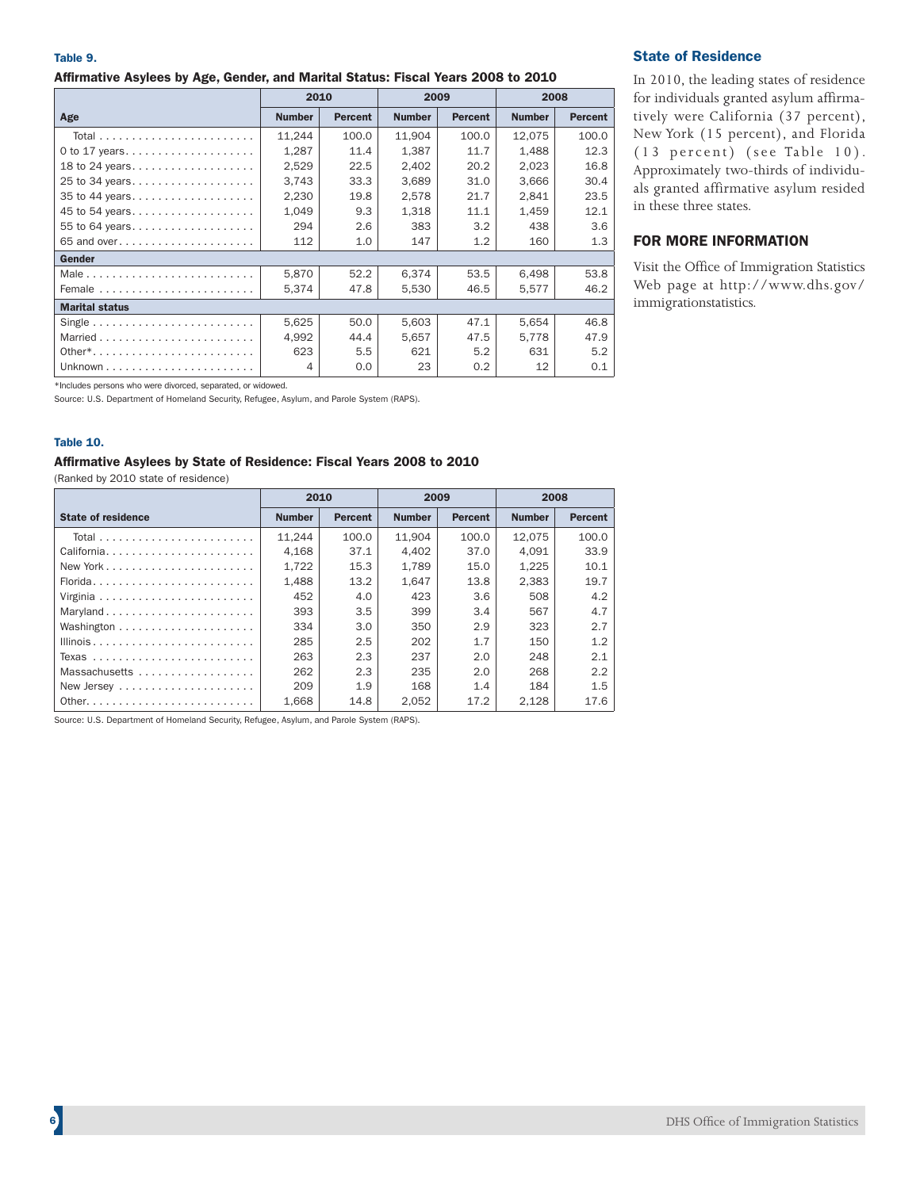**Table 9.**

**Affirmative Asylees by Age, Gender, and Marital Status: Fiscal Years 2008 to 2010**

| | 2010 | | 2009 | | 2008 | |
|---|---|---|---|---|---|---|
| **Age** | **Number** | **Percent** | **Number** | **Percent** | **Number** | **Percent** |
| Total | 11,244 | 100.0 | 11,904 | 100.0 | 12,075 | 100.0 |
| 0 to 17 years | 1,287 | 11.4 | 1,387 | 11.7 | 1,488 | 12.3 |
| 18 to 24 years | 2,529 | 22.5 | 2,402 | 20.2 | 2,023 | 16.8 |
| 25 to 34 years | 3,743 | 33.3 | 3,689 | 31.0 | 3,666 | 30.4 |
| 35 to 44 years | 2,230 | 19.8 | 2,578 | 21.7 | 2,841 | 23.5 |
| 45 to 54 years | 1,049 | 9.3 | 1,318 | 11.1 | 1,459 | 12.1 |
| 55 to 64 years | 294 | 2.6 | 383 | 3.2 | 438 | 3.6 |
| 65 and over | 112 | 1.0 | 147 | 1.2 | 160 | 1.3 |
| **Gender** | | | | | | |
| Male | 5,870 | 52.2 | 6,374 | 53.5 | 6,498 | 53.8 |
| Female | 5,374 | 47.8 | 5,530 | 46.5 | 5,577 | 46.2 |
| **Marital status** | | | | | | |
| Single | 5,625 | 50.0 | 5,603 | 47.1 | 5,654 | 46.8 |
| Married | 4,992 | 44.4 | 5,657 | 47.5 | 5,778 | 47.9 |
| Other* | 623 | 5.5 | 621 | 5.2 | 631 | 5.2 |
| Unknown | 4 | 0.0 | 23 | 0.2 | 12 | 0.1 |

*Includes persons who were divorced, separated, or widowed.

Source: U.S. Department of Homeland Security, Refugee, Asylum, and Parole System (RAPS).

**Table 10.**

**Affirmative Asylees by State of Residence: Fiscal Years 2008 to 2010**

(Ranked by 2010 state of residence)

| | 2010 | | 2009 | | 2008 | |
|---|---|---|---|---|---|---|
| **State of residence** | **Number** | **Percent** | **Number** | **Percent** | **Number** | **Percent** |
| Total | 11,244 | 100.0 | 11,904 | 100.0 | 12,075 | 100.0 |
| California | 4,168 | 37.1 | 4,402 | 37.0 | 4,091 | 33.9 |
| New York | 1,722 | 15.3 | 1,789 | 15.0 | 1,225 | 10.1 |
| Florida | 1,488 | 13.2 | 1,647 | 13.8 | 2,383 | 19.7 |
| Virginia | 452 | 4.0 | 423 | 3.6 | 508 | 4.2 |
| Maryland | 393 | 3.5 | 399 | 3.4 | 567 | 4.7 |
| Washington | 334 | 3.0 | 350 | 2.9 | 323 | 2.7 |
| Illinois | 285 | 2.5 | 202 | 1.7 | 150 | 1.2 |
| Texas | 263 | 2.3 | 237 | 2.0 | 248 | 2.1 |
| Massachusetts | 262 | 2.3 | 235 | 2.0 | 268 | 2.2 |
| New Jersey | 209 | 1.9 | 168 | 1.4 | 184 | 1.5 |
| Other | 1,668 | 14.8 | 2,052 | 17.2 | 2,128 | 17.6 |

Source: U.S. Department of Homeland Security, Refugee, Asylum, and Parole System (RAPS).

## State of Residence

In 2010, the leading states of residence for individuals granted asylum affirmatively were California (37 percent), New York (15 percent), and Florida (13 percent) (see Table 10). Approximately two-thirds of individuals granted affirmative asylum resided in these three states.

## FOR MORE INFORMATION

Visit the Office of Immigration Statistics Web page at http://www.dhs.gov/immigrationstatistics.